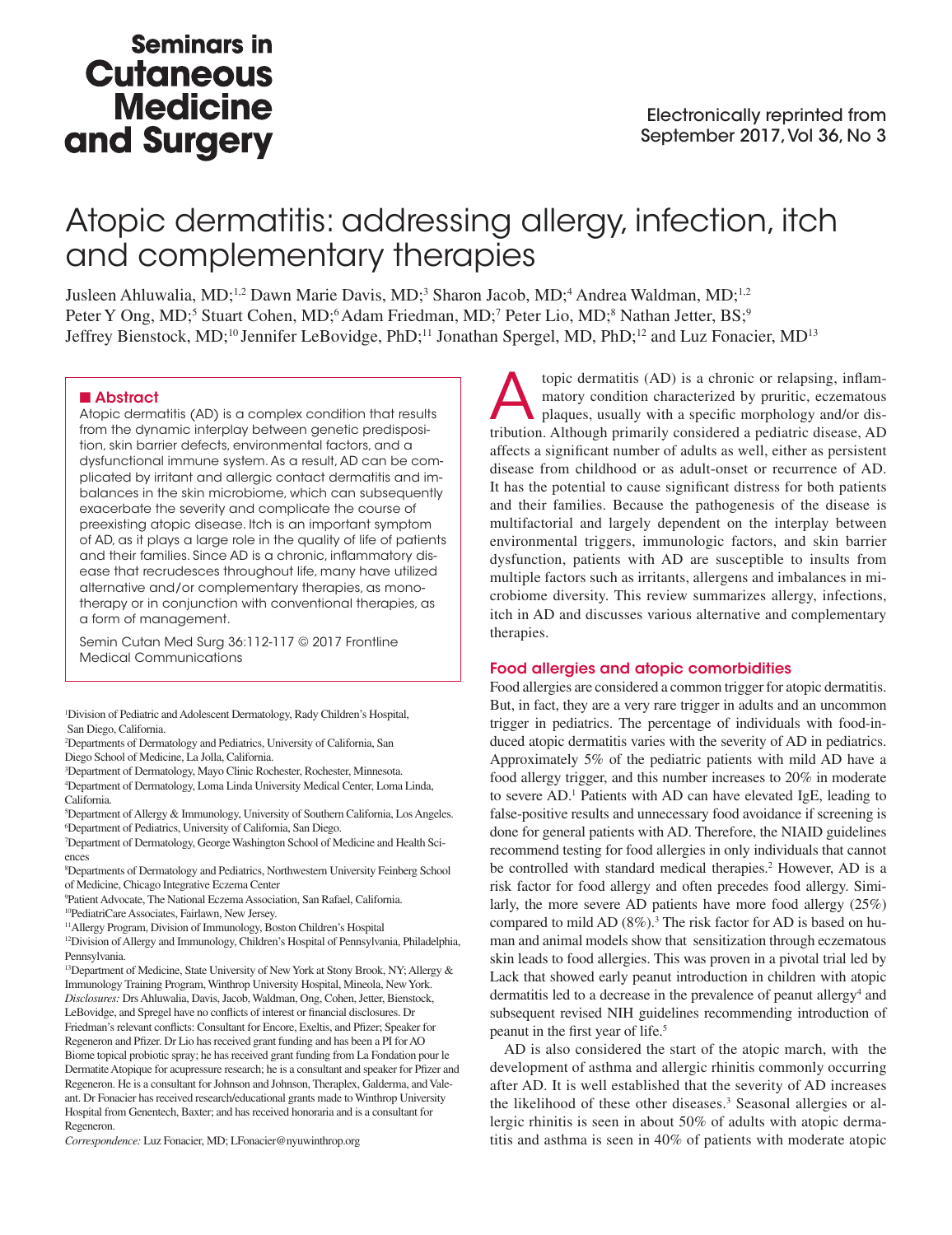# Atopic dermatitis: addressing allergy, infection, itch and complementary therapies

Jusleen Ahluwalia, MD;[1,2] Dawn Marie Davis, MD;[3] Sharon Jacob, MD;[4] Andrea Waldman, MD;[1,2] Peter Y Ong, MD;[5] Stuart Cohen, MD;[6] Adam Friedman, MD;[7] Peter Lio, MD;[8] Nathan Jetter, BS;[9] Jeffrey Bienstock, MD;[10] Jennifer LeBovidge, PhD;[11] Jonathan Spergel, MD, PhD;[12] and Luz Fonacier, MD[13]

## Abstract

Atopic dermatitis (AD) is a complex condition that results from the dynamic interplay between genetic predisposition, skin barrier defects, environmental factors, and a dysfunctional immune system. As a result, AD can be complicated by irritant and allergic contact dermatitis and imbalances in the skin microbiome, which can subsequently exacerbate the severity and complicate the course of preexisting atopic disease. Itch is an important symptom of AD, as it plays a large role in the quality of life of patients and their families. Since AD is a chronic, inflammatory disease that recrudesces throughout life, many have utilized alternative and/or complementary therapies, as monotherapy or in conjunction with conventional therapies, as a form of management.

Semin Cutan Med Surg 36:112-117 © 2017 Frontline Medical Communications

[1]Division of Pediatric and Adolescent Dermatology, Rady Children's Hospital, San Diego, California.
[2]Departments of Dermatology and Pediatrics, University of California, San Diego School of Medicine, La Jolla, California.
[3]Department of Dermatology, Mayo Clinic Rochester, Rochester, Minnesota.
[4]Department of Dermatology, Loma Linda University Medical Center, Loma Linda, California.
[5]Department of Allergy & Immunology, University of Southern California, Los Angeles.
[6]Department of Pediatrics, University of California, San Diego.
[7]Department of Dermatology, George Washington School of Medicine and Health Sciences
[8]Departments of Dermatology and Pediatrics, Northwestern University Feinberg School of Medicine, Chicago Integrative Eczema Center
[9]Patient Advocate, The National Eczema Association, San Rafael, California.
[10]PediatriCare Associates, Fairlawn, New Jersey.
[11]Allergy Program, Division of Immunology, Boston Children's Hospital
[12]Division of Allergy and Immunology, Children's Hospital of Pennsylvania, Philadelphia, Pennsylvania.
[13]Department of Medicine, State University of New York at Stony Brook, NY; Allergy & Immunology Training Program, Winthrop University Hospital, Mineola, New York.

*Disclosures:* Drs Ahluwalia, Davis, Jacob, Waldman, Ong, Cohen, Jetter, Bienstock, LeBovidge, and Spregel have no conflicts of interest or financial disclosures. Dr Friedman's relevant conflicts: Consultant for Encore, Exeltis, and Pfizer; Speaker for Regeneron and Pfizer. Dr Lio has received grant funding and has been a PI for AO Biome topical probiotic spray; he has received grant funding from La Fondation pour le Dermatite Atopique for acupressure research; he is a consultant and speaker for Pfizer and Regeneron. He is a consultant for Johnson and Johnson, Theraplex, Galderma, and Valeant. Dr Fonacier has received research/educational grants made to Winthrop University Hospital from Genentech, Baxter; and has received honoraria and is a consultant for Regeneron.

*Correspondence:* Luz Fonacier, MD; LFonacier@nyuwinthrop.org

Atopic dermatitis (AD) is a chronic or relapsing, inflammatory condition characterized by pruritic, eczematous plaques, usually with a specific morphology and/or distribution. Although primarily considered a pediatric disease, AD affects a significant number of adults as well, either as persistent disease from childhood or as adult-onset or recurrence of AD. It has the potential to cause significant distress for both patients and their families. Because the pathogenesis of the disease is multifactorial and largely dependent on the interplay between environmental triggers, immunologic factors, and skin barrier dysfunction, patients with AD are susceptible to insults from multiple factors such as irritants, allergens and imbalances in microbiome diversity. This review summarizes allergy, infections, itch in AD and discusses various alternative and complementary therapies.

## Food allergies and atopic comorbidities

Food allergies are considered a common trigger for atopic dermatitis. But, in fact, they are a very rare trigger in adults and an uncommon trigger in pediatrics. The percentage of individuals with food-induced atopic dermatitis varies with the severity of AD in pediatrics. Approximately 5% of the pediatric patients with mild AD have a food allergy trigger, and this number increases to 20% in moderate to severe AD.[1] Patients with AD can have elevated IgE, leading to false-positive results and unnecessary food avoidance if screening is done for general patients with AD. Therefore, the NIAID guidelines recommend testing for food allergies in only individuals that cannot be controlled with standard medical therapies.[2] However, AD is a risk factor for food allergy and often precedes food allergy. Similarly, the more severe AD patients have more food allergy (25%) compared to mild AD (8%).[3] The risk factor for AD is based on human and animal models show that sensitization through eczematous skin leads to food allergies. This was proven in a pivotal trial led by Lack that showed early peanut introduction in children with atopic dermatitis led to a decrease in the prevalence of peanut allergy[4] and subsequent revised NIH guidelines recommending introduction of peanut in the first year of life.[5]

AD is also considered the start of the atopic march, with the development of asthma and allergic rhinitis commonly occurring after AD. It is well established that the severity of AD increases the likelihood of these other diseases.[3] Seasonal allergies or allergic rhinitis is seen in about 50% of adults with atopic dermatitis and asthma is seen in 40% of patients with moderate atopic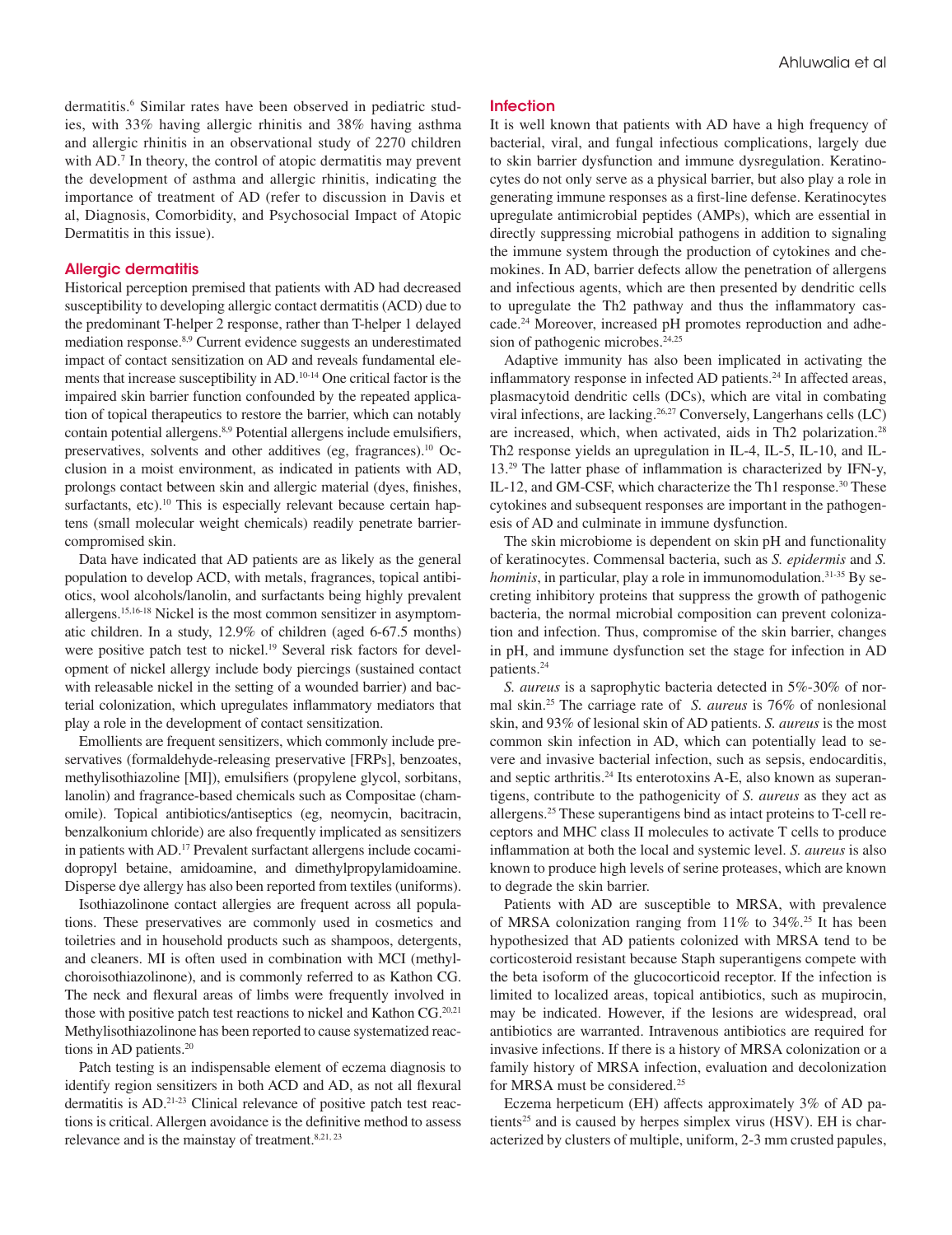dermatitis.[6] Similar rates have been observed in pediatric studies, with 33% having allergic rhinitis and 38% having asthma and allergic rhinitis in an observational study of 2270 children with AD.[7] In theory, the control of atopic dermatitis may prevent the development of asthma and allergic rhinitis, indicating the importance of treatment of AD (refer to discussion in Davis et al, Diagnosis, Comorbidity, and Psychosocial Impact of Atopic Dermatitis in this issue).

## Allergic dermatitis

Historical perception premised that patients with AD had decreased susceptibility to developing allergic contact dermatitis (ACD) due to the predominant T-helper 2 response, rather than T-helper 1 delayed mediation response.[8,9] Current evidence suggests an underestimated impact of contact sensitization on AD and reveals fundamental elements that increase susceptibility in AD.[10-14] One critical factor is the impaired skin barrier function confounded by the repeated application of topical therapeutics to restore the barrier, which can notably contain potential allergens.[8,9] Potential allergens include emulsifiers, preservatives, solvents and other additives (eg, fragrances).[10] Occlusion in a moist environment, as indicated in patients with AD, prolongs contact between skin and allergic material (dyes, finishes, surfactants, etc).[10] This is especially relevant because certain haptens (small molecular weight chemicals) readily penetrate barrier-compromised skin.

Data have indicated that AD patients are as likely as the general population to develop ACD, with metals, fragrances, topical antibiotics, wool alcohols/lanolin, and surfactants being highly prevalent allergens.[15,16-18] Nickel is the most common sensitizer in asymptomatic children. In a study, 12.9% of children (aged 6-67.5 months) were positive patch test to nickel.[19] Several risk factors for development of nickel allergy include body piercings (sustained contact with releasable nickel in the setting of a wounded barrier) and bacterial colonization, which upregulates inflammatory mediators that play a role in the development of contact sensitization.

Emollients are frequent sensitizers, which commonly include preservatives (formaldehyde-releasing preservative [FRPs], benzoates, methylisothiazoline [MI]), emulsifiers (propylene glycol, sorbitans, lanolin) and fragrance-based chemicals such as Compositae (chamomile). Topical antibiotics/antiseptics (eg, neomycin, bacitracin, benzalkonium chloride) are also frequently implicated as sensitizers in patients with AD.[17] Prevalent surfactant allergens include cocamidopropyl betaine, amidoamine, and dimethylpropylamidoamine. Disperse dye allergy has also been reported from textiles (uniforms).

Isothiazolinone contact allergies are frequent across all populations. These preservatives are commonly used in cosmetics and toiletries and in household products such as shampoos, detergents, and cleaners. MI is often used in combination with MCI (methylchoroisothiazolinone), and is commonly referred to as Kathon CG. The neck and flexural areas of limbs were frequently involved in those with positive patch test reactions to nickel and Kathon CG.[20,21] Methylisothiazolinone has been reported to cause systematized reactions in AD patients.[20]

Patch testing is an indispensable element of eczema diagnosis to identify region sensitizers in both ACD and AD, as not all flexural dermatitis is AD.[21-23] Clinical relevance of positive patch test reactions is critical. Allergen avoidance is the definitive method to assess relevance and is the mainstay of treatment.[8,21,23]

## Infection

It is well known that patients with AD have a high frequency of bacterial, viral, and fungal infectious complications, largely due to skin barrier dysfunction and immune dysregulation. Keratinocytes do not only serve as a physical barrier, but also play a role in generating immune responses as a first-line defense. Keratinocytes upregulate antimicrobial peptides (AMPs), which are essential in directly suppressing microbial pathogens in addition to signaling the immune system through the production of cytokines and chemokines. In AD, barrier defects allow the penetration of allergens and infectious agents, which are then presented by dendritic cells to upregulate the Th2 pathway and thus the inflammatory cascade.[24] Moreover, increased pH promotes reproduction and adhesion of pathogenic microbes.[24,25]

Adaptive immunity has also been implicated in activating the inflammatory response in infected AD patients.[24] In affected areas, plasmacytoid dendritic cells (DCs), which are vital in combating viral infections, are lacking.[26,27] Conversely, Langerhans cells (LC) are increased, which, when activated, aids in Th2 polarization.[28] Th2 response yields an upregulation in IL-4, IL-5, IL-10, and IL-13.[29] The latter phase of inflammation is characterized by IFN-y, IL-12, and GM-CSF, which characterize the Th1 response.[30] These cytokines and subsequent responses are important in the pathogenesis of AD and culminate in immune dysfunction.

The skin microbiome is dependent on skin pH and functionality of keratinocytes. Commensal bacteria, such as *S. epidermis* and *S. hominis*, in particular, play a role in immunomodulation.[31-35] By secreting inhibitory proteins that suppress the growth of pathogenic bacteria, the normal microbial composition can prevent colonization and infection. Thus, compromise of the skin barrier, changes in pH, and immune dysfunction set the stage for infection in AD patients.[24]

*S. aureus* is a saprophytic bacteria detected in 5%-30% of normal skin.[25] The carriage rate of *S. aureus* is 76% of nonlesional skin, and 93% of lesional skin of AD patients. *S. aureus* is the most common skin infection in AD, which can potentially lead to severe and invasive bacterial infection, such as sepsis, endocarditis, and septic arthritis.[24] Its enterotoxins A-E, also known as superantigens, contribute to the pathogenicity of *S. aureus* as they act as allergens.[25] These superantigens bind as intact proteins to T-cell receptors and MHC class II molecules to activate T cells to produce inflammation at both the local and systemic level. *S. aureus* is also known to produce high levels of serine proteases, which are known to degrade the skin barrier.

Patients with AD are susceptible to MRSA, with prevalence of MRSA colonization ranging from 11% to 34%.[25] It has been hypothesized that AD patients colonized with MRSA tend to be corticosteroid resistant because Staph superantigens compete with the beta isoform of the glucocorticoid receptor. If the infection is limited to localized areas, topical antibiotics, such as mupirocin, may be indicated. However, if the lesions are widespread, oral antibiotics are warranted. Intravenous antibiotics are required for invasive infections. If there is a history of MRSA colonization or a family history of MRSA infection, evaluation and decolonization for MRSA must be considered.[25]

Eczema herpeticum (EH) affects approximately 3% of AD patients[25] and is caused by herpes simplex virus (HSV). EH is characterized by clusters of multiple, uniform, 2-3 mm crusted papules,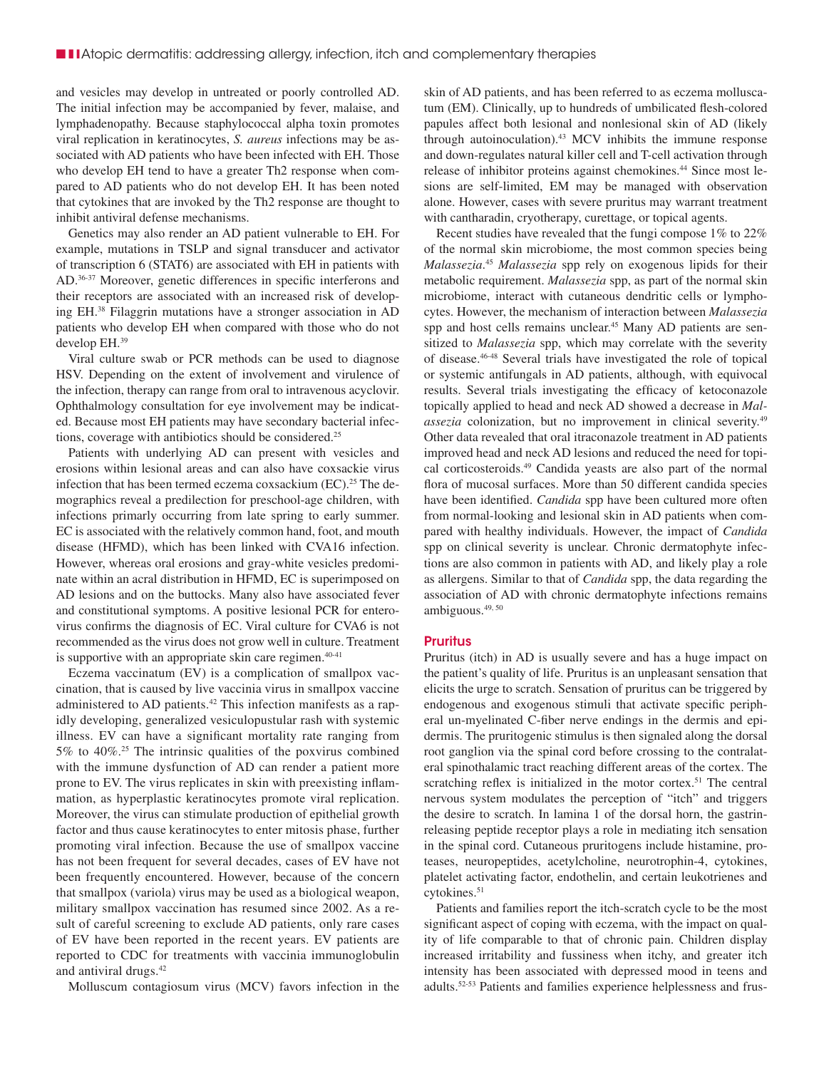and vesicles may develop in untreated or poorly controlled AD. The initial infection may be accompanied by fever, malaise, and lymphadenopathy. Because staphylococcal alpha toxin promotes viral replication in keratinocytes, *S. aureus* infections may be associated with AD patients who have been infected with EH. Those who develop EH tend to have a greater Th2 response when compared to AD patients who do not develop EH. It has been noted that cytokines that are invoked by the Th2 response are thought to inhibit antiviral defense mechanisms.

Genetics may also render an AD patient vulnerable to EH. For example, mutations in TSLP and signal transducer and activator of transcription 6 (STAT6) are associated with EH in patients with AD.[36-37] Moreover, genetic differences in specific interferons and their receptors are associated with an increased risk of developing EH.[38] Filaggrin mutations have a stronger association in AD patients who develop EH when compared with those who do not develop EH.[39]

Viral culture swab or PCR methods can be used to diagnose HSV. Depending on the extent of involvement and virulence of the infection, therapy can range from oral to intravenous acyclovir. Ophthalmology consultation for eye involvement may be indicated. Because most EH patients may have secondary bacterial infections, coverage with antibiotics should be considered.[25]

Patients with underlying AD can present with vesicles and erosions within lesional areas and can also have coxsackie virus infection that has been termed eczema coxsackium (EC).[25] The demographics reveal a predilection for preschool-age children, with infections primarily occurring from late spring to early summer. EC is associated with the relatively common hand, foot, and mouth disease (HFMD), which has been linked with CVA16 infection. However, whereas oral erosions and gray-white vesicles predominate within an acral distribution in HFMD, EC is superimposed on AD lesions and on the buttocks. Many also have associated fever and constitutional symptoms. A positive lesional PCR for enterovirus confirms the diagnosis of EC. Viral culture for CVA6 is not recommended as the virus does not grow well in culture. Treatment is supportive with an appropriate skin care regimen.[40-41]

Eczema vaccinatum (EV) is a complication of smallpox vaccination, that is caused by live vaccinia virus in smallpox vaccine administered to AD patients.[42] This infection manifests as a rapidly developing, generalized vesiculopustular rash with systemic illness. EV can have a significant mortality rate ranging from 5% to 40%.[25] The intrinsic qualities of the poxvirus combined with the immune dysfunction of AD can render a patient more prone to EV. The virus replicates in skin with preexisting inflammation, as hyperplastic keratinocytes promote viral replication. Moreover, the virus can stimulate production of epithelial growth factor and thus cause keratinocytes to enter mitosis phase, further promoting viral infection. Because the use of smallpox vaccine has not been frequent for several decades, cases of EV have not been frequently encountered. However, because of the concern that smallpox (variola) virus may be used as a biological weapon, military smallpox vaccination has resumed since 2002. As a result of careful screening to exclude AD patients, only rare cases of EV have been reported in the recent years. EV patients are reported to CDC for treatments with vaccinia immunoglobulin and antiviral drugs.[42]

Molluscum contagiosum virus (MCV) favors infection in the skin of AD patients, and has been referred to as eczema molluscatum (EM). Clinically, up to hundreds of umbilicated flesh-colored papules affect both lesional and nonlesional skin of AD (likely through autoinoculation).[43] MCV inhibits the immune response and down-regulates natural killer cell and T-cell activation through release of inhibitor proteins against chemokines.[44] Since most lesions are self-limited, EM may be managed with observation alone. However, cases with severe pruritus may warrant treatment with cantharadin, cryotherapy, curettage, or topical agents.

Recent studies have revealed that the fungi compose 1% to 22% of the normal skin microbiome, the most common species being *Malassezia*.[45] *Malassezia* spp rely on exogenous lipids for their metabolic requirement. *Malassezia* spp, as part of the normal skin microbiome, interact with cutaneous dendritic cells or lymphocytes. However, the mechanism of interaction between *Malassezia* spp and host cells remains unclear.[45] Many AD patients are sensitized to *Malassezia* spp, which may correlate with the severity of disease.[46-48] Several trials have investigated the role of topical or systemic antifungals in AD patients, although, with equivocal results. Several trials investigating the efficacy of ketoconazole topically applied to head and neck AD showed a decrease in *Malassezia* colonization, but no improvement in clinical severity.[49] Other data revealed that oral itraconazole treatment in AD patients improved head and neck AD lesions and reduced the need for topical corticosteroids.[49] Candida yeasts are also part of the normal flora of mucosal surfaces. More than 50 different candida species have been identified. *Candida* spp have been cultured more often from normal-looking and lesional skin in AD patients when compared with healthy individuals. However, the impact of *Candida* spp on clinical severity is unclear. Chronic dermatophyte infections are also common in patients with AD, and likely play a role as allergens. Similar to that of *Candida* spp, the data regarding the association of AD with chronic dermatophyte infections remains ambiguous.[49, 50]

## Pruritus

Pruritus (itch) in AD is usually severe and has a huge impact on the patient's quality of life. Pruritus is an unpleasant sensation that elicits the urge to scratch. Sensation of pruritus can be triggered by endogenous and exogenous stimuli that activate specific peripheral un-myelinated C-fiber nerve endings in the dermis and epidermis. The pruritogenic stimulus is then signaled along the dorsal root ganglion via the spinal cord before crossing to the contralateral spinothalamic tract reaching different areas of the cortex. The scratching reflex is initialized in the motor cortex.[51] The central nervous system modulates the perception of "itch" and triggers the desire to scratch. In lamina 1 of the dorsal horn, the gastrin-releasing peptide receptor plays a role in mediating itch sensation in the spinal cord. Cutaneous pruritogens include histamine, proteases, neuropeptides, acetylcholine, neurotrophin-4, cytokines, platelet activating factor, endothelin, and certain leukotrienes and cytokines.[51]

Patients and families report the itch-scratch cycle to be the most significant aspect of coping with eczema, with the impact on quality of life comparable to that of chronic pain. Children display increased irritability and fussiness when itchy, and greater itch intensity has been associated with depressed mood in teens and adults.[52-53] Patients and families experience helplessness and frus-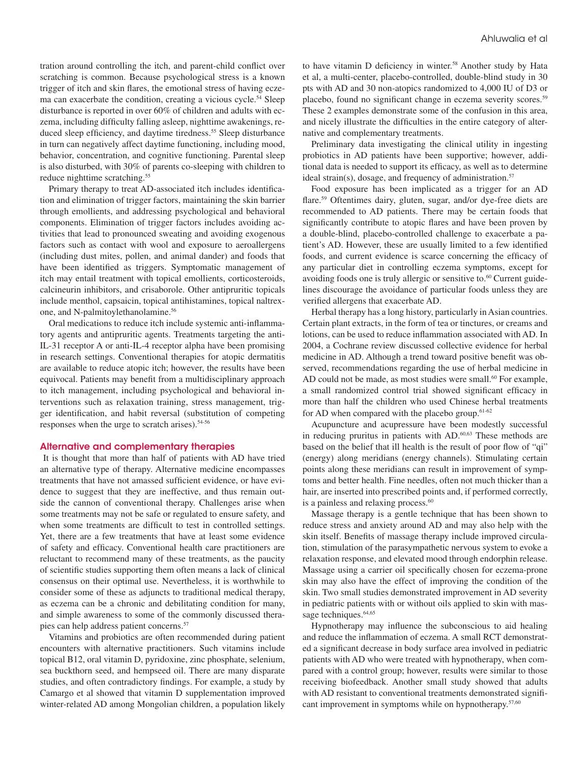tration around controlling the itch, and parent-child conflict over scratching is common. Because psychological stress is a known trigger of itch and skin flares, the emotional stress of having eczema can exacerbate the condition, creating a vicious cycle.[54] Sleep disturbance is reported in over 60% of children and adults with eczema, including difficulty falling asleep, nighttime awakenings, reduced sleep efficiency, and daytime tiredness.[55] Sleep disturbance in turn can negatively affect daytime functioning, including mood, behavior, concentration, and cognitive functioning. Parental sleep is also disturbed, with 30% of parents co-sleeping with children to reduce nighttime scratching.[55]

Primary therapy to treat AD-associated itch includes identification and elimination of trigger factors, maintaining the skin barrier through emollients, and addressing psychological and behavioral components. Elimination of trigger factors includes avoiding activities that lead to pronounced sweating and avoiding exogenous factors such as contact with wool and exposure to aeroallergens (including dust mites, pollen, and animal dander) and foods that have been identified as triggers. Symptomatic management of itch may entail treatment with topical emollients, corticosteroids, calcineurin inhibitors, and crisaborole. Other antipruritic topicals include menthol, capsaicin, topical antihistamines, topical naltrexone, and N-palmitoylethanolamine.[56]

Oral medications to reduce itch include systemic anti-inflammatory agents and antipruritic agents. Treatments targeting the anti-IL-31 receptor A or anti-IL-4 receptor alpha have been promising in research settings. Conventional therapies for atopic dermatitis are available to reduce atopic itch; however, the results have been equivocal. Patients may benefit from a multidisciplinary approach to itch management, including psychological and behavioral interventions such as relaxation training, stress management, trigger identification, and habit reversal (substitution of competing responses when the urge to scratch arises).[54-56]

## Alternative and complementary therapies

It is thought that more than half of patients with AD have tried an alternative type of therapy. Alternative medicine encompasses treatments that have not amassed sufficient evidence, or have evidence to suggest that they are ineffective, and thus remain outside the cannon of conventional therapy. Challenges arise when some treatments may not be safe or regulated to ensure safety, and when some treatments are difficult to test in controlled settings. Yet, there are a few treatments that have at least some evidence of safety and efficacy. Conventional health care practitioners are reluctant to recommend many of these treatments, as the paucity of scientific studies supporting them often means a lack of clinical consensus on their optimal use. Nevertheless, it is worthwhile to consider some of these as adjuncts to traditional medical therapy, as eczema can be a chronic and debilitating condition for many, and simple awareness to some of the commonly discussed therapies can help address patient concerns.[57]

Vitamins and probiotics are often recommended during patient encounters with alternative practitioners. Such vitamins include topical B12, oral vitamin D, pyridoxine, zinc phosphate, selenium, sea buckthorn seed, and hempseed oil. There are many disparate studies, and often contradictory findings. For example, a study by Camargo et al showed that vitamin D supplementation improved winter-related AD among Mongolian children, a population likely to have vitamin D deficiency in winter.[58] Another study by Hata et al, a multi-center, placebo-controlled, double-blind study in 30 pts with AD and 30 non-atopics randomized to 4,000 IU of D3 or placebo, found no significant change in eczema severity scores.[59] These 2 examples demonstrate some of the confusion in this area, and nicely illustrate the difficulties in the entire category of alternative and complementary treatments.

Preliminary data investigating the clinical utility in ingesting probiotics in AD patients have been supportive; however, additional data is needed to support its efficacy, as well as to determine ideal strain(s), dosage, and frequency of administration.[57]

Food exposure has been implicated as a trigger for an AD flare.[59] Oftentimes dairy, gluten, sugar, and/or dye-free diets are recommended to AD patients. There may be certain foods that significantly contribute to atopic flares and have been proven by a double-blind, placebo-controlled challenge to exacerbate a patient's AD. However, these are usually limited to a few identified foods, and current evidence is scarce concerning the efficacy of any particular diet in controlling eczema symptoms, except for avoiding foods one is truly allergic or sensitive to.[60] Current guidelines discourage the avoidance of particular foods unless they are verified allergens that exacerbate AD.

Herbal therapy has a long history, particularly in Asian countries. Certain plant extracts, in the form of tea or tinctures, or creams and lotions, can be used to reduce inflammation associated with AD. In 2004, a Cochrane review discussed collective evidence for herbal medicine in AD. Although a trend toward positive benefit was observed, recommendations regarding the use of herbal medicine in AD could not be made, as most studies were small.[60] For example, a small randomized control trial showed significant efficacy in more than half the children who used Chinese herbal treatments for AD when compared with the placebo group.[61-62]

Acupuncture and acupressure have been modestly successful in reducing pruritus in patients with AD.[60,63] These methods are based on the belief that ill health is the result of poor flow of "qi" (energy) along meridians (energy channels). Stimulating certain points along these meridians can result in improvement of symptoms and better health. Fine needles, often not much thicker than a hair, are inserted into prescribed points and, if performed correctly, is a painless and relaxing process.[60]

Massage therapy is a gentle technique that has been shown to reduce stress and anxiety around AD and may also help with the skin itself. Benefits of massage therapy include improved circulation, stimulation of the parasympathetic nervous system to evoke a relaxation response, and elevated mood through endorphin release. Massage using a carrier oil specifically chosen for eczema-prone skin may also have the effect of improving the condition of the skin. Two small studies demonstrated improvement in AD severity in pediatric patients with or without oils applied to skin with massage techniques.[64,65]

Hypnotherapy may influence the subconscious to aid healing and reduce the inflammation of eczema. A small RCT demonstrated a significant decrease in body surface area involved in pediatric patients with AD who were treated with hypnotherapy, when compared with a control group; however, results were similar to those receiving biofeedback. Another small study showed that adults with AD resistant to conventional treatments demonstrated significant improvement in symptoms while on hypnotherapy.[57,60]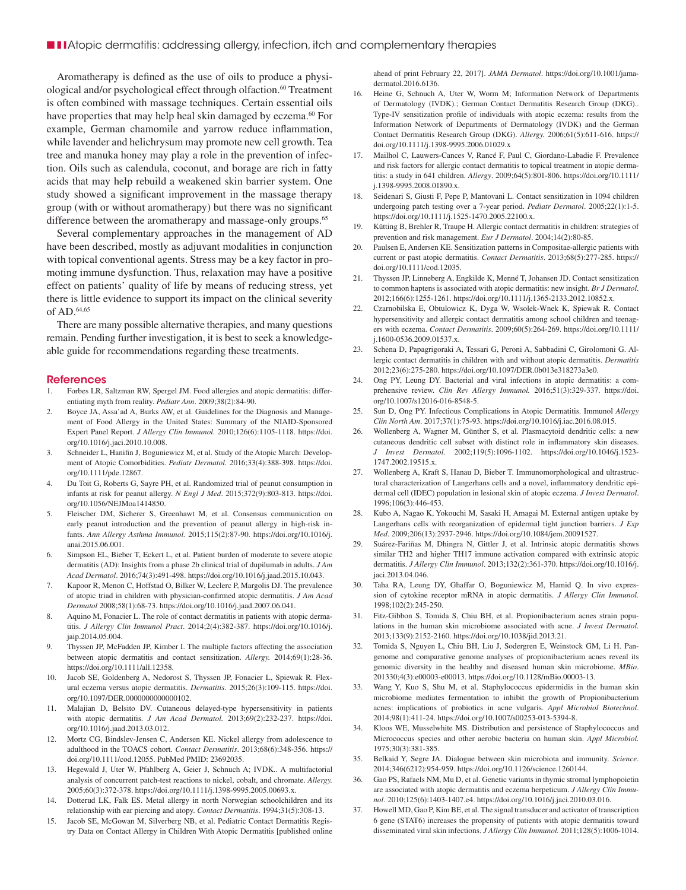Aromatherapy is defined as the use of oils to produce a physiological and/or psychological effect through olfaction.[60] Treatment is often combined with massage techniques. Certain essential oils have properties that may help heal skin damaged by eczema.[60] For example, German chamomile and yarrow reduce inflammation, while lavender and helichrysum may promote new cell growth. Tea tree and manuka honey may play a role in the prevention of infection. Oils such as calendula, coconut, and borage are rich in fatty acids that may help rebuild a weakened skin barrier system. One study showed a significant improvement in the massage therapy group (with or without aromatherapy) but there was no significant difference between the aromatherapy and massage-only groups.[65]

Several complementary approaches in the management of AD have been described, mostly as adjuvant modalities in conjunction with topical conventional agents. Stress may be a key factor in promoting immune dysfunction. Thus, relaxation may have a positive effect on patients' quality of life by means of reducing stress, yet there is little evidence to support its impact on the clinical severity of AD.[64,65]

There are many possible alternative therapies, and many questions remain. Pending further investigation, it is best to seek a knowledgeable guide for recommendations regarding these treatments.

## References

1. Forbes LR, Saltzman RW, Spergel JM. Food allergies and atopic dermatitis: differentiating myth from reality. *Pediatr Ann*. 2009;38(2):84-90.
2. Boyce JA, Assa'ad A, Burks AW, et al. Guidelines for the Diagnosis and Management of Food Allergy in the United States: Summary of the NIAID-Sponsored Expert Panel Report. *J Allergy Clin Immunol.* 2010;126(6):1105-1118. https://doi.org/10.1016/j.jaci.2010.10.008.
3. Schneider L, Hanifin J, Boguniewicz M, et al. Study of the Atopic March: Development of Atopic Comorbidities. *Pediatr Dermatol.* 2016;33(4):388-398. https://doi.org/10.1111/pde.12867.
4. Du Toit G, Roberts G, Sayre PH, et al. Randomized trial of peanut consumption in infants at risk for peanut allergy. *N Engl J Med*. 2015;372(9):803-813. https://doi.org/10.1056/NEJMoa1414850.
5. Fleischer DM, Sicherer S, Greenhawt M, et al. Consensus communication on early peanut introduction and the prevention of peanut allergy in high-risk infants. *Ann Allergy Asthma Immunol.* 2015;115(2):87-90. https://doi.org/10.1016/j.anai.2015.06.001.
6. Simpson EL, Bieber T, Eckert L, et al. Patient burden of moderate to severe atopic dermatitis (AD): Insights from a phase 2b clinical trial of dupilumab in adults. *J Am Acad Dermatol*. 2016;74(3):491-498. https://doi.org/10.1016/j.jaad.2015.10.043.
7. Kapoor R, Menon C, Hoffstad O, Bilker W, Leclerc P, Margolis DJ. The prevalence of atopic triad in children with physician-confirmed atopic dermatitis. *J Am Acad Dermatol* 2008;58(1):68-73. https://doi.org/10.1016/j.jaad.2007.06.041.
8. Aquino M, Fonacier L. The role of contact dermatitis in patients with atopic dermatitis. *J Allergy Clin Immunol Pract*. 2014;2(4):382-387. https://doi.org/10.1016/j.jaip.2014.05.004.
9. Thyssen JP, McFadden JP, Kimber I. The multiple factors affecting the association between atopic dermatitis and contact sensitization. *Allergy.* 2014;69(1):28-36. https://doi.org/10.1111/all.12358.
10. Jacob SE, Goldenberg A, Nedorost S, Thyssen JP, Fonacier L, Spiewak R. Flexural eczema versus atopic dermatitis. *Dermatitis.* 2015;26(3):109-115. https://doi.org/10.1097/DER.0000000000000102.
11. Malajian D, Belsito DV. Cutaneous delayed-type hypersensitivity in patients with atopic dermatitis. *J Am Acad Dermatol.* 2013;69(2):232-237. https://doi.org/10.1016/j.jaad.2013.03.012.
12. Mortz CG, Bindslev-Jensen C, Andersen KE. Nickel allergy from adolescence to adulthood in the TOACS cohort. *Contact Dermatitis*. 2013;68(6):348-356. https://doi.org/10.1111/cod.12055. PubMed PMID: 23692035.
13. Hegewald J, Uter W, Pfahlberg A, Geier J, Schnuch A; IVDK.. A multifactorial analysis of concurrent patch-test reactions to nickel, cobalt, and chromate. *Allergy.* 2005;60(3):372-378. https://doi.org/10.1111/j.1398-9995.2005.00693.x.
14. Dotterud LK, Falk ES. Metal allergy in north Norwegian schoolchildren and its relationship with ear piercing and atopy. *Contact Dermatitis*. 1994;31(5):308-13.
15. Jacob SE, McGowan M, Silverberg NB, et al. Pediatric Contact Dermatitis Registry Data on Contact Allergy in Children With Atopic Dermatitis [published online ahead of print February 22, 2017]. *JAMA Dermatol*. https://doi.org/10.1001/jamadermatol.2016.6136.
16. Heine G, Schnuch A, Uter W, Worm M; Information Network of Departments of Dermatology (IVDK).; German Contact Dermatitis Research Group (DKG).. Type-IV sensitization profile of individuals with atopic eczema: results from the Information Network of Departments of Dermatology (IVDK) and the German Contact Dermatitis Research Group (DKG). *Allergy.* 2006;61(5):611-616. https://doi.org/10.1111/j.1398-9995.2006.01029.x
17. Mailhol C, Lauwers-Cances V, Rancé F, Paul C, Giordano-Labadie F. Prevalence and risk factors for allergic contact dermatitis to topical treatment in atopic dermatitis: a study in 641 children. *Allergy*. 2009;64(5):801-806. https://doi.org/10.1111/j.1398-9995.2008.01890.x.
18. Seidenari S, Giusti F, Pepe P, Mantovani L. Contact sensitization in 1094 children undergoing patch testing over a 7-year period. *Pediatr Dermatol*. 2005;22(1):1-5. https://doi.org/10.1111/j.1525-1470.2005.22100.x.
19. Kütting B, Brehler R, Traupe H. Allergic contact dermatitis in children: strategies of prevention and risk management. *Eur J Dermatol*. 2004;14(2):80-85.
20. Paulsen E, Andersen KE. Sensitization patterns in Compositae-allergic patients with current or past atopic dermatitis. *Contact Dermatitis*. 2013;68(5):277-285. https://doi.org/10.1111/cod.12035.
21. Thyssen JP, Linneberg A, Engkilde K, Menné T, Johansen JD. Contact sensitization to common haptens is associated with atopic dermatitis: new insight. *Br J Dermatol.* 2012;166(6):1255-1261. https://doi.org/10.1111/j.1365-2133.2012.10852.x.
22. Czarnobilska E, Obtulowicz K, Dyga W, Wsolek-Wnek K, Spiewak R. Contact hypersensitivity and allergic contact dermatitis among school children and teenagers with eczema. *Contact Dermatitis*. 2009;60(5):264-269. https://doi.org/10.1111/j.1600-0536.2009.01537.x.
23. Schena D, Papagrigoraki A, Tessari G, Peroni A, Sabbadini C, Girolomoni G. Allergic contact dermatitis in children with and without atopic dermatitis. *Dermatitis* 2012;23(6):275-280. https://doi.org/10.1097/DER.0b013e318273a3e0.
24. Ong PY, Leung DY. Bacterial and viral infections in atopic dermatitis: a comprehensive review. *Clin Rev Allergy Immunol.* 2016;51(3):329-337. https://doi.org/10.1007/s12016-016-8548-5.
25. Sun D, Ong PY. Infectious Complications in Atopic Dermatitis. Immunol *Allergy Clin North Am*. 2017;37(1):75-93. https://doi.org/10.1016/j.iac.2016.08.015.
26. Wollenberg A, Wagner M, Günther S, et al. Plasmacytoid dendritic cells: a new cutaneous dendritic cell subset with distinct role in inflammatory skin diseases. *J Invest Dermatol.* 2002;119(5):1096-1102. https://doi.org/10.1046/j.1523-1747.2002.19515.x.
27. Wollenberg A, Kraft S, Hanau D, Bieber T. Immunomorphological and ultrastructural characterization of Langerhans cells and a novel, inflammatory dendritic epidermal cell (IDEC) population in lesional skin of atopic eczema. *J Invest Dermatol*. 1996;106(3):446-453.
28. Kubo A, Nagao K, Yokouchi M, Sasaki H, Amagai M. External antigen uptake by Langerhans cells with reorganization of epidermal tight junction barriers. *J Exp Med*. 2009;206(13):2937-2946. https://doi.org/10.1084/jem.20091527.
29. Suárez-Fariñas M, Dhingra N, Gittler J, et al. Intrinsic atopic dermatitis shows similar TH2 and higher TH17 immune activation compared with extrinsic atopic dermatitis. *J Allergy Clin Immunol*. 2013;132(2):361-370. https://doi.org/10.1016/j.jaci.2013.04.046.
30. Taha RA, Leung DY, Ghaffar O, Boguniewicz M, Hamid Q. In vivo expression of cytokine receptor mRNA in atopic dermatitis. *J Allergy Clin Immunol.* 1998;102(2):245-250.
31. Fitz-Gibbon S, Tomida S, Chiu BH, et al. Propionibacterium acnes strain populations in the human skin microbiome associated with acne. *J Invest Dermatol*. 2013;133(9):2152-2160. https://doi.org/10.1038/jid.2013.21.
32. Tomida S, Nguyen L, Chiu BH, Liu J, Sodergren E, Weinstock GM, Li H. Pan-genome and comparative genome analyses of propionibacterium acnes reveal its genomic diversity in the healthy and diseased human skin microbiome. *MBio*. 201330;4(3):e00003-e00013. https://doi.org/10.1128/mBio.00003-13.
33. Wang Y, Kuo S, Shu M, et al. Staphylococcus epidermidis in the human skin microbiome mediates fermentation to inhibit the growth of Propionibacterium acnes: implications of probiotics in acne vulgaris. *Appl Microbiol Biotechnol*. 2014;98(1):411-24. https://doi.org/10.1007/s00253-013-5394-8.
34. Kloos WE, Musselwhite MS. Distribution and persistence of Staphylococcus and Micrococcus species and other aerobic bacteria on human skin. *Appl Microbiol.* 1975;30(3):381-385.
35. Belkaid Y, Segre JA. Dialogue between skin microbiota and immunity. *Science*. 2014;346(6212):954-959. https://doi.org/10.1126/science.1260144.
36. Gao PS, Rafaels NM, Mu D, et al. Genetic variants in thymic stromal lymphopoietin are associated with atopic dermatitis and eczema herpeticum. *J Allergy Clin Immunol*. 2010;125(6):1403-1407.e4. https://doi.org/10.1016/j.jaci.2010.03.016.
37. Howell MD, Gao P, Kim BE, et al. The signal transducer and activator of transcription 6 gene (STAT6) increases the propensity of patients with atopic dermatitis toward disseminated viral skin infections. *J Allergy Clin Immunol.* 2011;128(5):1006-1014.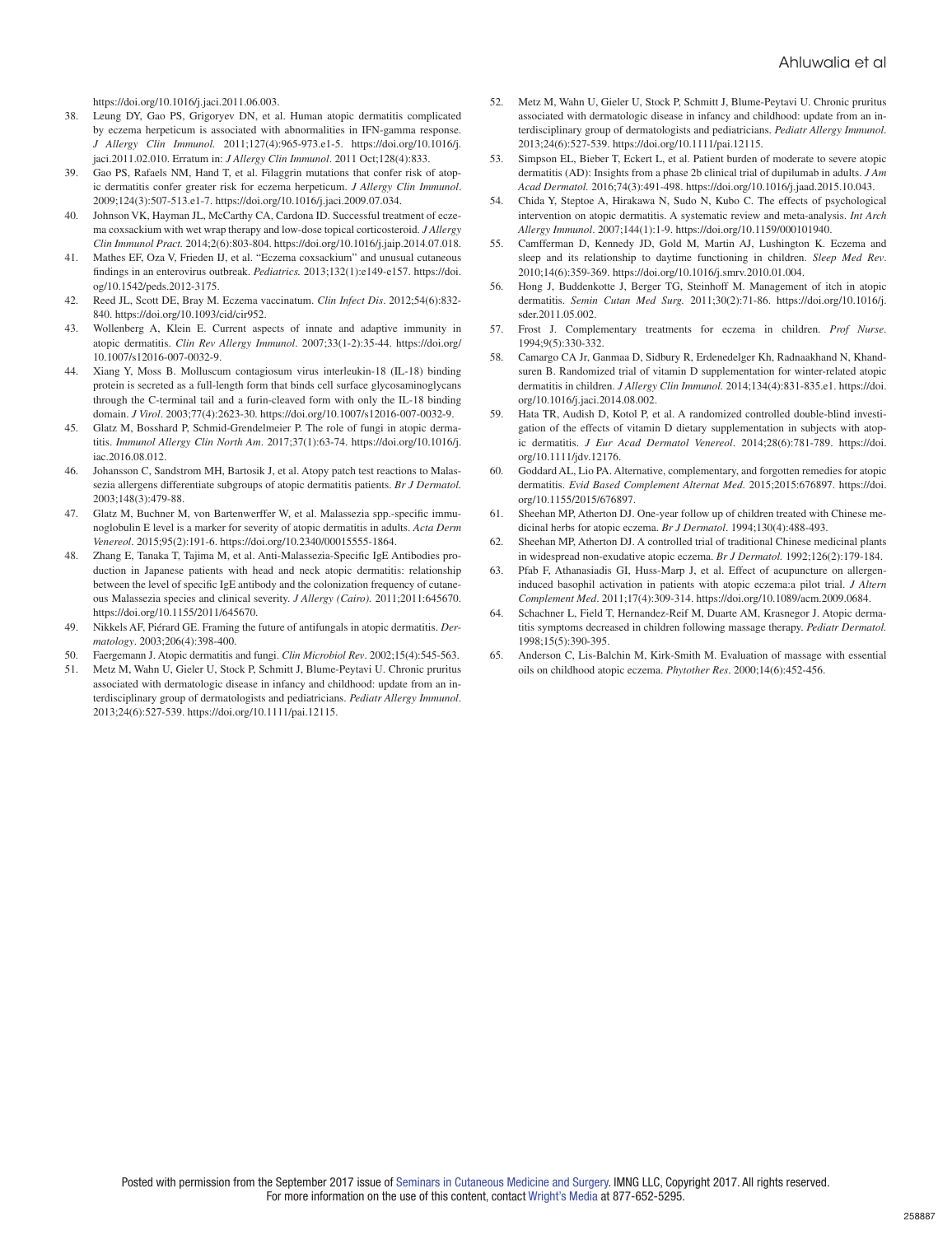https://doi.org/10.1016/j.jaci.2011.06.003.

38. Leung DY, Gao PS, Grigoryev DN, et al. Human atopic dermatitis complicated by eczema herpeticum is associated with abnormalities in IFN-gamma response. *J Allergy Clin Immunol.* 2011;127(4):965-973.e1-5. https://doi.org/10.1016/j.jaci.2011.02.010. Erratum in: *J Allergy Clin Immunol*. 2011 Oct;128(4):833.
39. Gao PS, Rafaels NM, Hand T, et al. Filaggrin mutations that confer risk of atopic dermatitis confer greater risk for eczema herpeticum. *J Allergy Clin Immunol*. 2009;124(3):507-513.e1-7. https://doi.org/10.1016/j.jaci.2009.07.034.
40. Johnson VK, Hayman JL, McCarthy CA, Cardona ID. Successful treatment of eczema coxsackium with wet wrap therapy and low-dose topical corticosteroid. *J Allergy Clin Immunol Pract*. 2014;2(6):803-804. https://doi.org/10.1016/j.jaip.2014.07.018.
41. Mathes EF, Oza V, Frieden IJ, et al. "Eczema coxsackium" and unusual cutaneous findings in an enterovirus outbreak. *Pediatrics.* 2013;132(1):e149-e157. https://doi.og/10.1542/peds.2012-3175.
42. Reed JL, Scott DE, Bray M. Eczema vaccinatum. *Clin Infect Dis*. 2012;54(6):832-840. https://doi.org/10.1093/cid/cir952.
43. Wollenberg A, Klein E. Current aspects of innate and adaptive immunity in atopic dermatitis. *Clin Rev Allergy Immunol*. 2007;33(1-2):35-44. https://doi.org/10.1007/s12016-007-0032-9.
44. Xiang Y, Moss B. Molluscum contagiosum virus interleukin-18 (IL-18) binding protein is secreted as a full-length form that binds cell surface glycosaminoglycans through the C-terminal tail and a furin-cleaved form with only the IL-18 binding domain. *J Virol*. 2003;77(4):2623-30. https://doi.org/10.1007/s12016-007-0032-9.
45. Glatz M, Bosshard P, Schmid-Grendelmeier P. The role of fungi in atopic dermatitis. *Immunol Allergy Clin North Am*. 2017;37(1):63-74. https://doi.org/10.1016/j.iac.2016.08.012.
46. Johansson C, Sandstrom MH, Bartosik J, et al. Atopy patch test reactions to Malassezia allergens differentiate subgroups of atopic dermatitis patients. *Br J Dermatol.* 2003;148(3):479-88.
47. Glatz M, Buchner M, von Bartenwerffer W, et al. Malassezia spp.-specific immunoglobulin E level is a marker for severity of atopic dermatitis in adults. *Acta Derm Venereol*. 2015;95(2):191-6. https://doi.org/10.2340/00015555-1864.
48. Zhang E, Tanaka T, Tajima M, et al. Anti-Malassezia-Specific IgE Antibodies production in Japanese patients with head and neck atopic dermatitis: relationship between the level of specific IgE antibody and the colonization frequency of cutaneous Malassezia species and clinical severity. *J Allergy (Cairo).* 2011;2011:645670. https://doi.org/10.1155/2011/645670.
49. Nikkels AF, Piérard GE. Framing the future of antifungals in atopic dermatitis. *Dermatology*. 2003;206(4):398-400.
50. Faergemann J. Atopic dermatitis and fungi. *Clin Microbiol Rev*. 2002;15(4):545-563.
51. Metz M, Wahn U, Gieler U, Stock P, Schmitt J, Blume-Peytavi U. Chronic pruritus associated with dermatologic disease in infancy and childhood: update from an interdisciplinary group of dermatologists and pediatricians. *Pediatr Allergy Immunol*. 2013;24(6):527-539. https://doi.org/10.1111/pai.12115.
52. Metz M, Wahn U, Gieler U, Stock P, Schmitt J, Blume-Peytavi U. Chronic pruritus associated with dermatologic disease in infancy and childhood: update from an interdisciplinary group of dermatologists and pediatricians. *Pediatr Allergy Immunol*. 2013;24(6):527-539. https://doi.org/10.1111/pai.12115.
53. Simpson EL, Bieber T, Eckert L, et al. Patient burden of moderate to severe atopic dermatitis (AD): Insights from a phase 2b clinical trial of dupilumab in adults. *J Am Acad Dermatol.* 2016;74(3):491-498. https://doi.org/10.1016/j.jaad.2015.10.043.
54. Chida Y, Steptoe A, Hirakawa N, Sudo N, Kubo C. The effects of psychological intervention on atopic dermatitis. A systematic review and meta-analysis. *Int Arch Allergy Immunol*. 2007;144(1):1-9. https://doi.org/10.1159/000101940.
55. Camfferman D, Kennedy JD, Gold M, Martin AJ, Lushington K. Eczema and sleep and its relationship to daytime functioning in children. *Sleep Med Rev*. 2010;14(6):359-369. https://doi.org/10.1016/j.smrv.2010.01.004.
56. Hong J, Buddenkotte J, Berger TG, Steinhoff M. Management of itch in atopic dermatitis. *Semin Cutan Med Surg.* 2011;30(2):71-86. https://doi.org/10.1016/j.sder.2011.05.002.
57. Frost J. Complementary treatments for eczema in children. *Prof Nurse*. 1994;9(5):330-332.
58. Camargo CA Jr, Ganmaa D, Sidbury R, Erdenedelger Kh, Radnaakhand N, Khandsuren B. Randomized trial of vitamin D supplementation for winter-related atopic dermatitis in children. *J Allergy Clin Immunol.* 2014;134(4):831-835.e1. https://doi.org/10.1016/j.jaci.2014.08.002.
59. Hata TR, Audish D, Kotol P, et al. A randomized controlled double-blind investigation of the effects of vitamin D dietary supplementation in subjects with atopic dermatitis. *J Eur Acad Dermatol Venereol*. 2014;28(6):781-789. https://doi.org/10.1111/jdv.12176.
60. Goddard AL, Lio PA. Alternative, complementary, and forgotten remedies for atopic dermatitis. *Evid Based Complement Alternat Med*. 2015;2015:676897. https://doi.org/10.1155/2015/676897.
61. Sheehan MP, Atherton DJ. One-year follow up of children treated with Chinese medicinal herbs for atopic eczema. *Br J Dermatol*. 1994;130(4):488-493.
62. Sheehan MP, Atherton DJ. A controlled trial of traditional Chinese medicinal plants in widespread non-exudative atopic eczema. *Br J Dermatol.* 1992;126(2):179-184.
63. Pfab F, Athanasiadis GI, Huss-Marp J, et al. Effect of acupuncture on allergen-induced basophil activation in patients with atopic eczema:a pilot trial. *J Altern Complement Med*. 2011;17(4):309-314. https://doi.org/10.1089/acm.2009.0684.
64. Schachner L, Field T, Hernandez-Reif M, Duarte AM, Krasnegor J. Atopic dermatitis symptoms decreased in children following massage therapy. *Pediatr Dermatol.* 1998;15(5):390-395.
65. Anderson C, Lis-Balchin M, Kirk-Smith M. Evaluation of massage with essential oils on childhood atopic eczema. *Phytother Res*. 2000;14(6):452-456.

Posted with permission from the September 2017 issue of Seminars in Cutaneous Medicine and Surgery. IMNG LLC, Copyright 2017. All rights reserved. For more information on the use of this content, contact Wright's Media at 877-652-5295.

258887